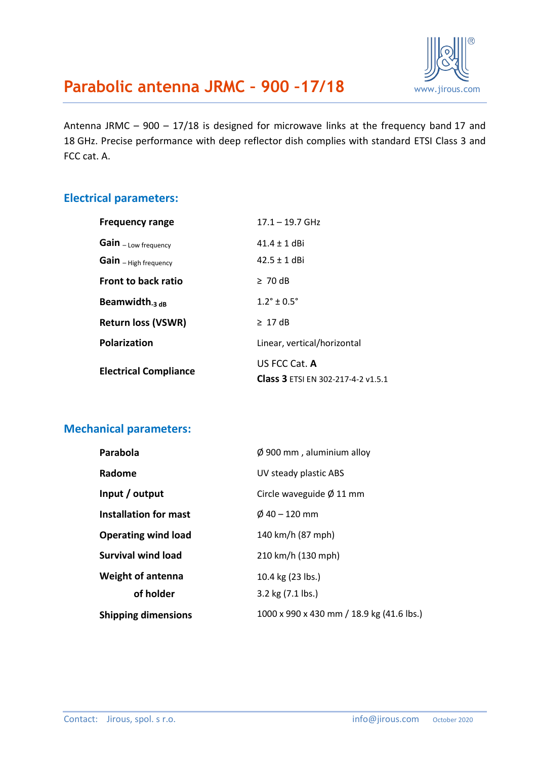# Parabolic antenna JRMC – 900 –17/18

Antenna JRMC – 900 – 17/18 is designed for microwave links at the frequency band 17 and 18 GHz. Precise performance with deep reflector dish complies with standard ETSI Class 3 and FCC cat. A.

## Electrical parameters:

| | |
|---|---|
| **Frequency range** | 17.1 – 19.7 GHz |
| **Gain** – Low frequency | 41.4 ± 1 dBi |
| **Gain** – High frequency | 42.5 ± 1 dBi |
| **Front to back ratio** | ≥ 70 dB |
| **Beamwidth$_{-3\ dB}$** | 1.2° ± 0.5° |
| **Return loss (VSWR)** | ≥ 17 dB |
| **Polarization** | Linear, vertical/horizontal |
| **Electrical Compliance** | US FCC Cat. **A**<br>**Class 3** ETSI EN 302-217-4-2 v1.5.1 |

## Mechanical parameters:

| | |
|---|---|
| **Parabola** | Ø 900 mm , aluminium alloy |
| **Radome** | UV steady plastic ABS |
| **Input / output** | Circle waveguide Ø 11 mm |
| **Installation for mast** | Ø 40 – 120 mm |
| **Operating wind load** | 140 km/h (87 mph) |
| **Survival wind load** | 210 km/h (130 mph) |
| **Weight of antenna** | 10.4 kg (23 lbs.) |
| **of holder** | 3.2 kg (7.1 lbs.) |
| **Shipping dimensions** | 1000 x 990 x 430 mm / 18.9 kg (41.6 lbs.) |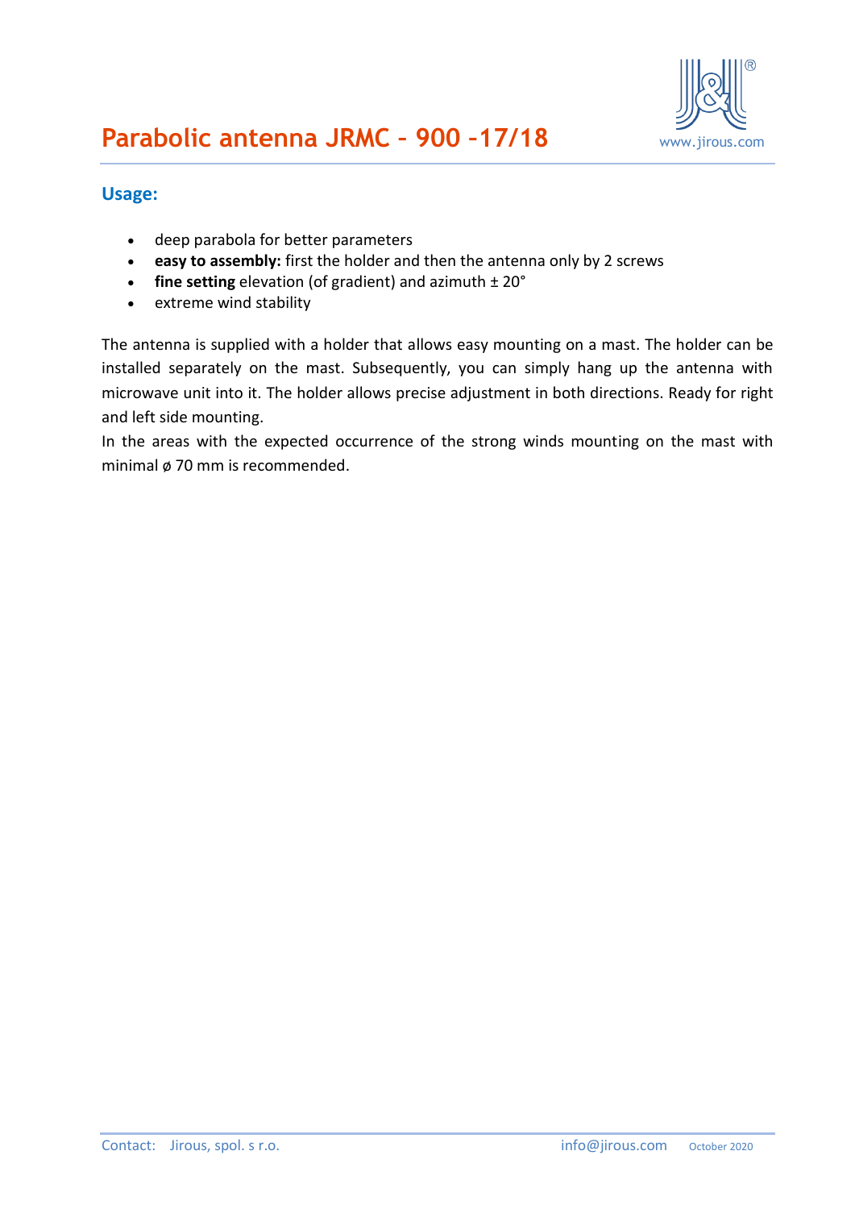# Parabolic antenna JRMC – 900 –17/18

## Usage:

- deep parabola for better parameters
- **easy to assembly:** first the holder and then the antenna only by 2 screws
- **fine setting** elevation (of gradient) and azimuth ± 20°
- extreme wind stability

The antenna is supplied with a holder that allows easy mounting on a mast. The holder can be installed separately on the mast. Subsequently, you can simply hang up the antenna with microwave unit into it. The holder allows precise adjustment in both directions. Ready for right and left side mounting.

In the areas with the expected occurrence of the strong winds mounting on the mast with minimal ø 70 mm is recommended.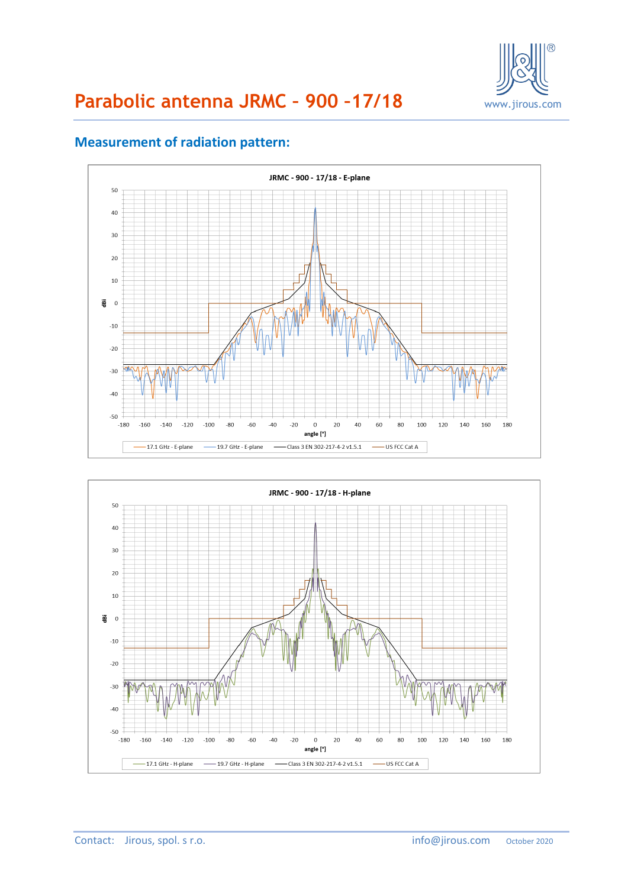# Parabolic antenna JRMC – 900 –17/18

## Measurement of radiation pattern:

JRMC - 900 - 17/18 - E-plane

17.1 GHz - E-plane | 19.7 GHz - E-plane | Class 3 EN 302-217-4-2 v1.5.1 | US FCC Cat A

JRMC - 900 - 17/18 - H-plane

17.1 GHz - H-plane | 19.7 GHz - H-plane | Class 3 EN 302-217-4-2 v1.5.1 | US FCC Cat A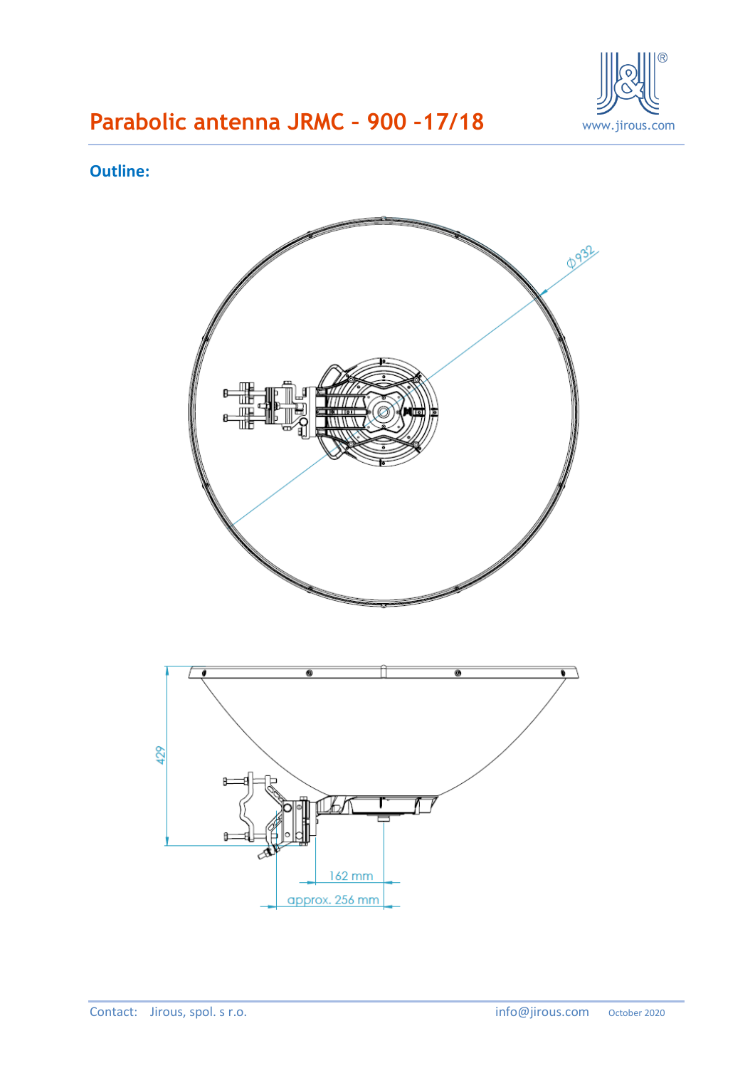# Parabolic antenna JRMC – 900 –17/18

## Outline:

ϕ932

429

162 mm

approx. 256 mm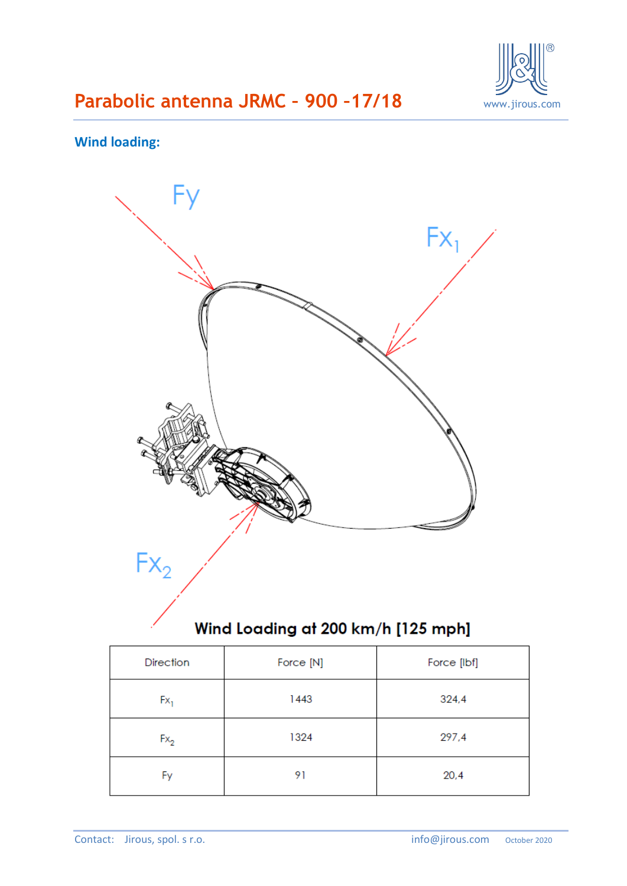# Parabolic antenna JRMC – 900 –17/18

## Wind loading:

Fy

$Fx_1$

$Fx_2$

**Wind Loading at 200 km/h [125 mph]**

| Direction | Force [N] | Force [lbf] |
|---|---|---|
| $Fx_1$ | 1443 | 324,4 |
| $Fx_2$ | 1324 | 297,4 |
| Fy | 91 | 20,4 |

Contact: Jirous, spol. s r.o. info@jirous.com October 2020